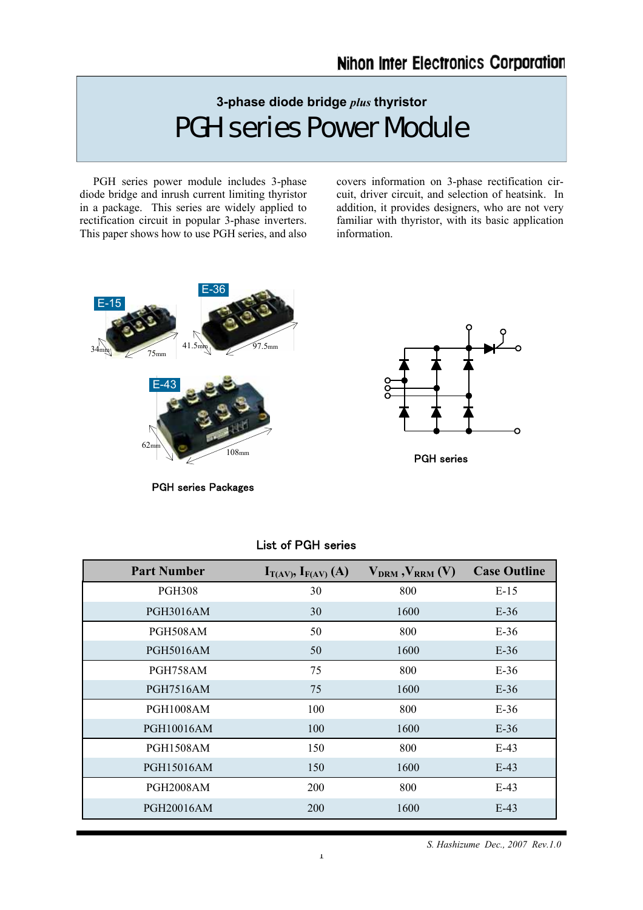Nihon Inter Electronics Corporation

## 3-phase diode bridge *plus* thyristor

# PGH series Power Module

PGH series power module includes 3-phase diode bridge and inrush current limiting thyristor in a package. This series are widely applied to rectification circuit in popular 3-phase inverters. This paper shows how to use PGH series, and also covers information on 3-phase rectification circuit, driver circuit, and selection of heatsink. In addition, it provides designers, who are not very familiar with thyristor, with its basic application information.

PGH series Packages

PGH series

**List of PGH series**

| Part Number | $I_{T(AV)}$, $I_{F(AV)}$ (A) | $V_{DRM}$ ,$V_{RRM}$ (V) | Case Outline |
|---|---|---|---|
| PGH308 | 30 | 800 | E-15 |
| PGH3016AM | 30 | 1600 | E-36 |
| PGH508AM | 50 | 800 | E-36 |
| PGH5016AM | 50 | 1600 | E-36 |
| PGH758AM | 75 | 800 | E-36 |
| PGH7516AM | 75 | 1600 | E-36 |
| PGH1008AM | 100 | 800 | E-36 |
| PGH10016AM | 100 | 1600 | E-36 |
| PGH1508AM | 150 | 800 | E-43 |
| PGH15016AM | 150 | 1600 | E-43 |
| PGH2008AM | 200 | 800 | E-43 |
| PGH20016AM | 200 | 1600 | E-43 |

*S. Hashizume Dec., 2007 Rev.1.0*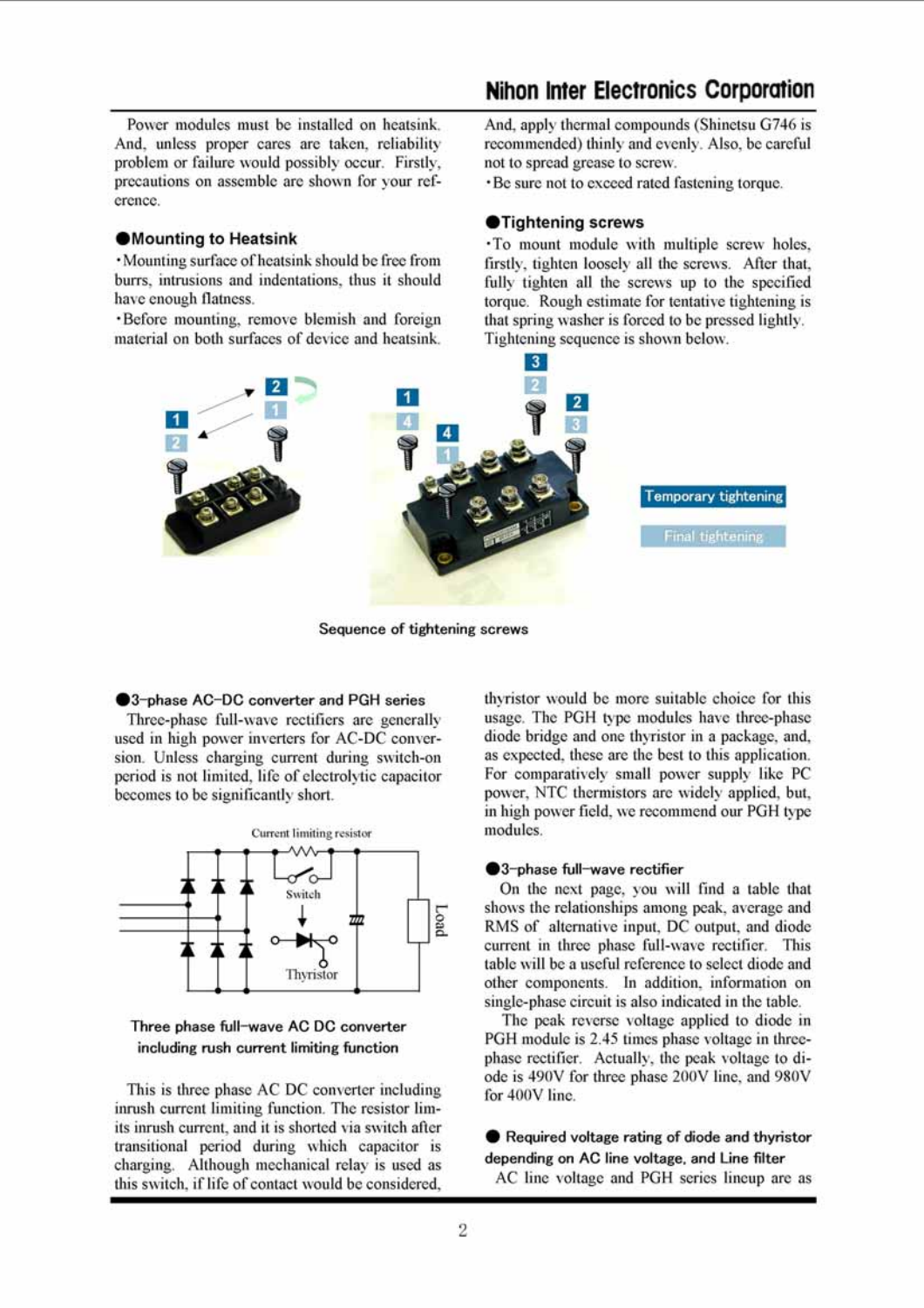Power modules must be installed on heatsink. And, unless proper cares are taken, reliability problem or failure would possibly occur. Firstly, precautions on assemble are shown for your reference.

### ●Mounting to Heatsink

・Mounting surface of heatsink should be free from burrs, intrusions and indentations, thus it should have enough flatness.

・Before mounting, remove blemish and foreign material on both surfaces of device and heatsink. And, apply thermal compounds (Shinetsu G746 is recommended) thinly and evenly. Also, be careful not to spread grease to screw.

・Be sure not to exceed rated fastening torque.

### ●Tightening screws

・To mount module with multiple screw holes, firstly, tighten loosely all the screws. After that, fully tighten all the screws up to the specified torque. Rough estimate for tentative tightening is that spring washer is forced to be pressed lightly. Tightening sequence is shown below.

Temporary tightening

Final tightening

Sequence of tightening screws

### ●3-phase AC-DC converter and PGH series

Three-phase full-wave rectifiers are generally used in high power inverters for AC-DC conversion. Unless charging current during switch-on period is not limited, life of electrolytic capacitor becomes to be significantly short.

Current limiting resistor

Switch

Thyristor

Load

Three phase full-wave AC DC converter including rush current limiting function

This is three phase AC DC converter including inrush current limiting function. The resistor limits inrush current, and it is shorted via switch after transitional period during which capacitor is charging. Although mechanical relay is used as this switch, if life of contact would be considered, thyristor would be more suitable choice for this usage. The PGH type modules have three-phase diode bridge and one thyristor in a package, and, as expected, these are the best to this application. For comparatively small power supply like PC power, NTC thermistors are widely applied, but, in high power field, we recommend our PGH type modules.

### ●3-phase full-wave rectifier

On the next page, you will find a table that shows the relationships among peak, average and RMS of alternative input, DC output, and diode current in three phase full-wave rectifier. This table will be a useful reference to select diode and other components. In addition, information on single-phase circuit is also indicated in the table.

The peak reverse voltage applied to diode in PGH module is 2.45 times phase voltage in three-phase rectifier. Actually, the peak voltage to diode is 490V for three phase 200V line, and 980V for 400V line.

### ● Required voltage rating of diode and thyristor depending on AC line voltage, and Line filter

AC line voltage and PGH series lineup are as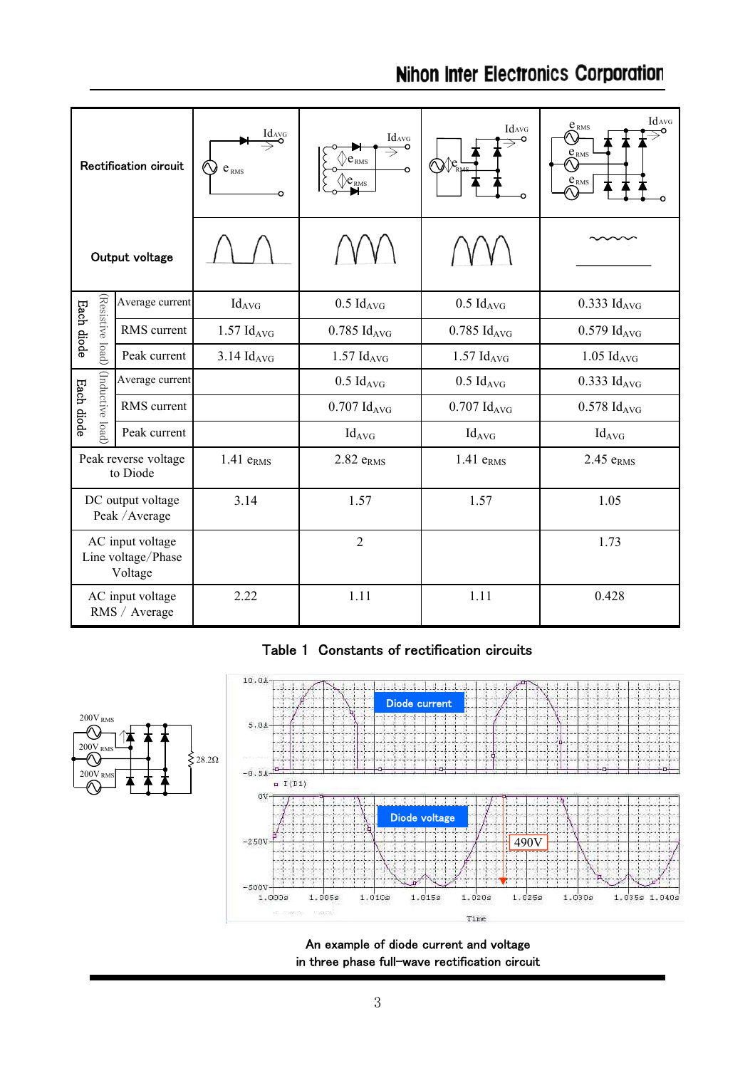| Rectification circuit | | | | | | |
|---|---|---|---|---|---|---|
| Output voltage | | | | | | |
| Each diode (Resistive load) | Average current | $Id_{AVG}$ | 0.5 $Id_{AVG}$ | 0.5 $Id_{AVG}$ | 0.333 $Id_{AVG}$ |
| | RMS current | 1.57 $Id_{AVG}$ | 0.785 $Id_{AVG}$ | 0.785 $Id_{AVG}$ | 0.579 $Id_{AVG}$ |
| | Peak current | 3.14 $Id_{AVG}$ | 1.57 $Id_{AVG}$ | 1.57 $Id_{AVG}$ | 1.05 $Id_{AVG}$ |
| Each diode (Inductive load) | Average current | | 0.5 $Id_{AVG}$ | 0.5 $Id_{AVG}$ | 0.333 $Id_{AVG}$ |
| | RMS current | | 0.707 $Id_{AVG}$ | 0.707 $Id_{AVG}$ | 0.578 $Id_{AVG}$ |
| | Peak current | | $Id_{AVG}$ | $Id_{AVG}$ | $Id_{AVG}$ |
| Peak reverse voltage to Diode | | 1.41 $e_{RMS}$ | 2.82 $e_{RMS}$ | 1.41 $e_{RMS}$ | 2.45 $e_{RMS}$ |
| DC output voltage Peak / Average | | 3.14 | 1.57 | 1.57 | 1.05 |
| AC input voltage Line voltage/Phase Voltage | | | 2 | | 1.73 |
| AC input voltage RMS / Average | | 2.22 | 1.11 | 1.11 | 0.428 |

Table 1 Constants of rectification circuits

An example of diode current and voltage in three phase full-wave rectification circuit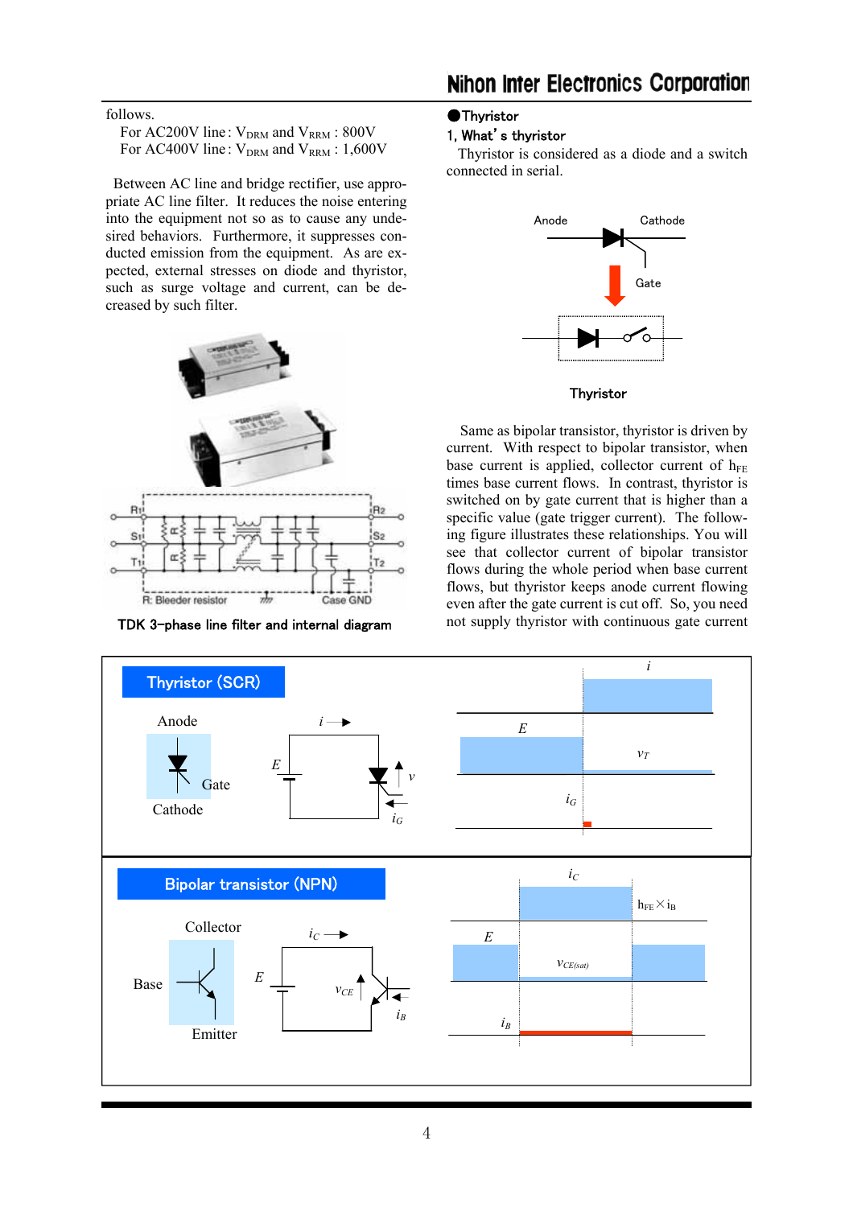follows.

For AC200V line : $V_{DRM}$ and $V_{RRM}$ : 800V
For AC400V line : $V_{DRM}$ and $V_{RRM}$ : 1,600V

Between AC line and bridge rectifier, use appropriate AC line filter. It reduces the noise entering into the equipment not so as to cause any undesired behaviors. Furthermore, it suppresses conducted emission from the equipment. As are expected, external stresses on diode and thyristor, such as surge voltage and current, can be decreased by such filter.

TDK 3-phase line filter and internal diagram

## ●Thyristor

### 1, What's thyristor

Thyristor is considered as a diode and a switch connected in serial.

Thyristor

Same as bipolar transistor, thyristor is driven by current. With respect to bipolar transistor, when base current is applied, collector current of $h_{FE}$ times base current flows. In contrast, thyristor is switched on by gate current that is higher than a specific value (gate trigger current). The following figure illustrates these relationships. You will see that collector current of bipolar transistor flows during the whole period when base current flows, but thyristor keeps anode current flowing even after the gate current is cut off. So, you need not supply thyristor with continuous gate current

**Thyristor (SCR)**

**Bipolar transistor (NPN)**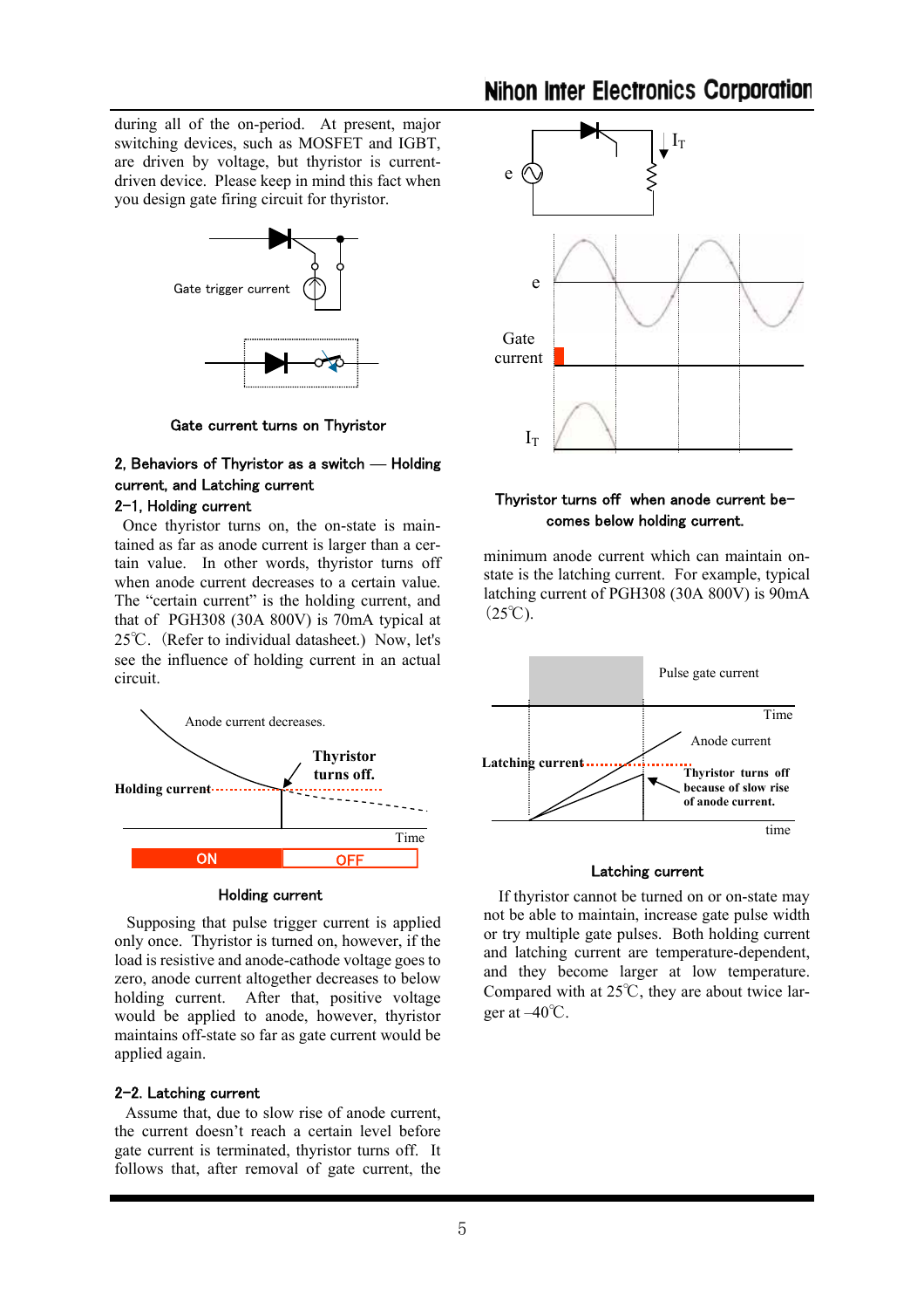during all of the on-period. At present, major switching devices, such as MOSFET and IGBT, are driven by voltage, but thyristor is current-driven device. Please keep in mind this fact when you design gate firing circuit for thyristor.

Gate current turns on Thyristor

### 2, Behaviors of Thyristor as a switch — Holding current, and Latching current

#### 2-1, Holding current

Once thyristor turns on, the on-state is maintained as far as anode current is larger than a certain value. In other words, thyristor turns off when anode current decreases to a certain value. The "certain current" is the holding current, and that of PGH308 (30A 800V) is 70mA typical at 25℃. (Refer to individual datasheet.) Now, let's see the influence of holding current in an actual circuit.

Holding current

Supposing that pulse trigger current is applied only once. Thyristor is turned on, however, if the load is resistive and anode-cathode voltage goes to zero, anode current altogether decreases to below holding current. After that, positive voltage would be applied to anode, however, thyristor maintains off-state so far as gate current would be applied again.

#### 2-2. Latching current

Assume that, due to slow rise of anode current, the current doesn't reach a certain level before gate current is terminated, thyristor turns off. It follows that, after removal of gate current, the

Thyristor turns off when anode current becomes below holding current.

minimum anode current which can maintain on-state is the latching current. For example, typical latching current of PGH308 (30A 800V) is 90mA (25℃).

Latching current

If thyristor cannot be turned on or on-state may not be able to maintain, increase gate pulse width or try multiple gate pulses. Both holding current and latching current are temperature-dependent, and they become larger at low temperature. Compared with at 25℃, they are about twice larger at –40℃.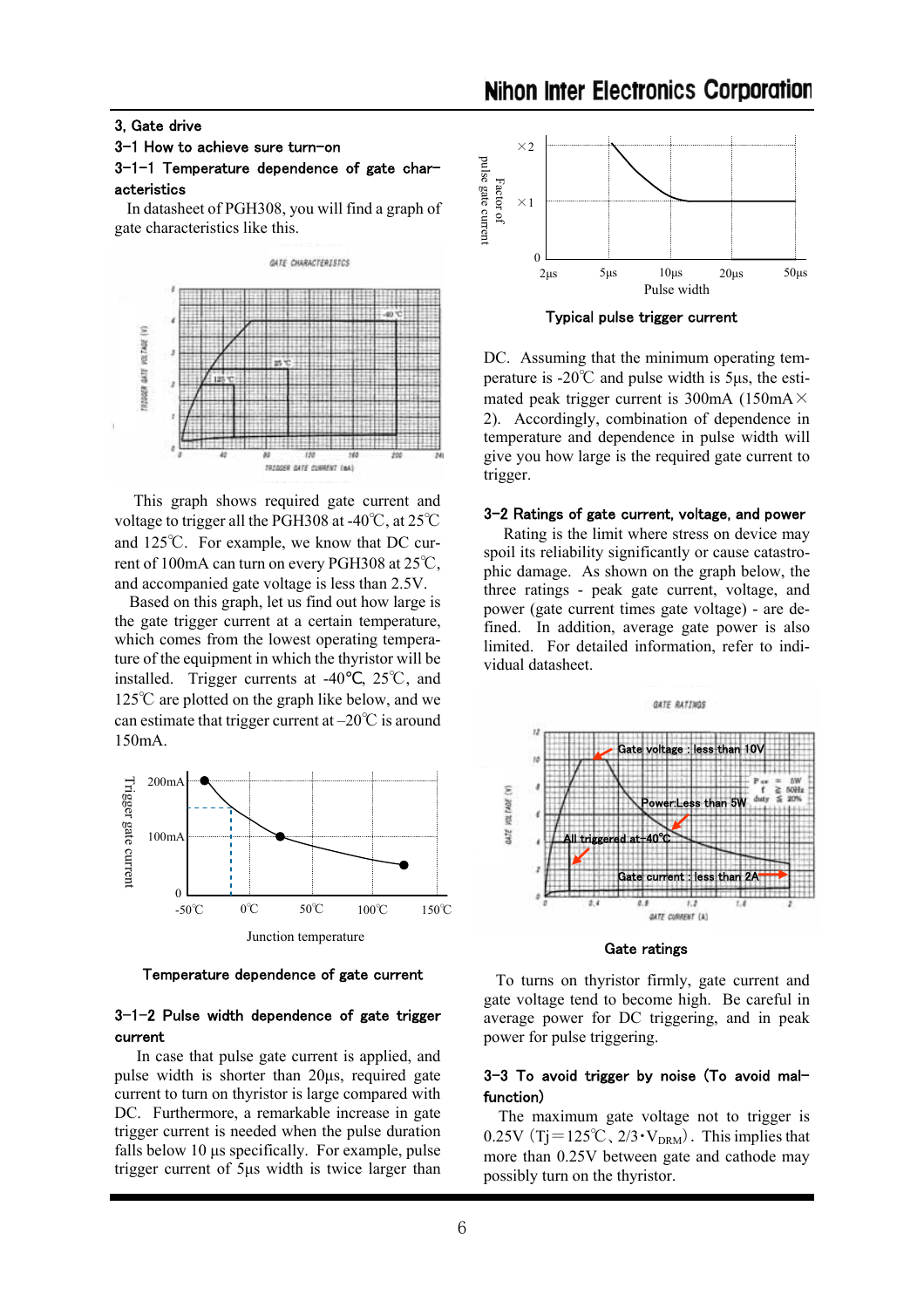### 3, Gate drive

#### 3-1 How to achieve sure turn-on

##### 3-1-1 Temperature dependence of gate characteristics

In datasheet of PGH308, you will find a graph of gate characteristics like this.

This graph shows required gate current and voltage to trigger all the PGH308 at -40℃, at 25℃ and 125℃. For example, we know that DC current of 100mA can turn on every PGH308 at 25℃, and accompanied gate voltage is less than 2.5V.

Based on this graph, let us find out how large is the gate trigger current at a certain temperature, which comes from the lowest operating temperature of the equipment in which the thyristor will be installed. Trigger currents at -40℃, 25℃, and 125℃ are plotted on the graph like below, and we can estimate that trigger current at –20℃ is around 150mA.

Temperature dependence of gate current

##### 3-1-2 Pulse width dependence of gate trigger current

In case that pulse gate current is applied, and pulse width is shorter than 20µs, required gate current to turn on thyristor is large compared with DC. Furthermore, a remarkable increase in gate trigger current is needed when the pulse duration falls below 10 µs specifically. For example, pulse trigger current of 5µs width is twice larger than DC. Assuming that the minimum operating temperature is -20℃ and pulse width is 5µs, the estimated peak trigger current is 300mA (150mA× 2). Accordingly, combination of dependence in temperature and dependence in pulse width will give you how large is the required gate current to trigger.

Typical pulse trigger current

#### 3-2 Ratings of gate current, voltage, and power

Rating is the limit where stress on device may spoil its reliability significantly or cause catastrophic damage. As shown on the graph below, the three ratings - peak gate current, voltage, and power (gate current times gate voltage) - are defined. In addition, average gate power is also limited. For detailed information, refer to individual datasheet.

Gate ratings

To turns on thyristor firmly, gate current and gate voltage tend to become high. Be careful in average power for DC triggering, and in peak power for pulse triggering.

#### 3-3 To avoid trigger by noise (To avoid malfunction)

The maximum gate voltage not to trigger is 0.25V（Tj＝125℃、2/3・$V_{DRM}$）. This implies that more than 0.25V between gate and cathode may possibly turn on the thyristor.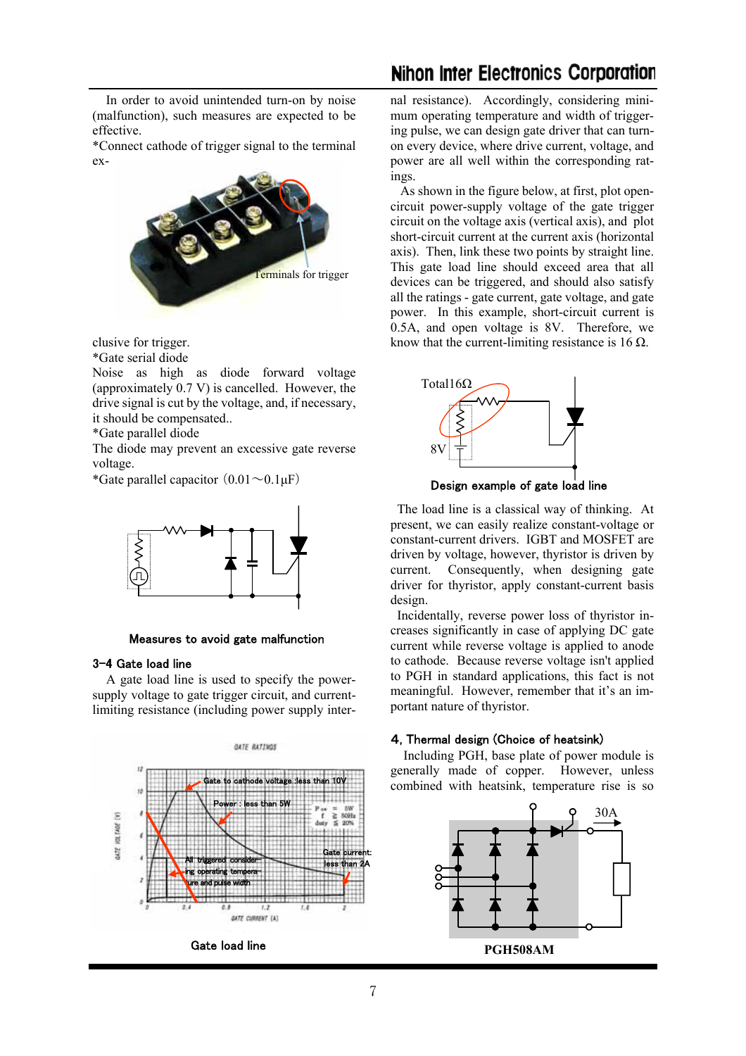In order to avoid unintended turn-on by noise (malfunction), such measures are expected to be effective.

*Connect cathode of trigger signal to the terminal exclusive for trigger.

*Gate serial diode

Noise as high as diode forward voltage (approximately 0.7 V) is cancelled. However, the drive signal is cut by the voltage, and, if necessary, it should be compensated..

*Gate parallel diode

The diode may prevent an excessive gate reverse voltage.

*Gate parallel capacitor (0.01～0.1μF)

Measures to avoid gate malfunction

### 3-4 Gate load line

A gate load line is used to specify the power-supply voltage to gate trigger circuit, and current-limiting resistance (including power supply internal resistance). Accordingly, considering minimum operating temperature and width of triggering pulse, we can design gate driver that can turn-on every device, where drive current, voltage, and power are all well within the corresponding ratings.

As shown in the figure below, at first, plot open-circuit power-supply voltage of the gate trigger circuit on the voltage axis (vertical axis), and plot short-circuit current at the current axis (horizontal axis). Then, link these two points by straight line. This gate load line should exceed area that all devices can be triggered, and should also satisfy all the ratings - gate current, gate voltage, and gate power. In this example, short-circuit current is 0.5A, and open voltage is 8V. Therefore, we know that the current-limiting resistance is 16 Ω.

Gate load line

Design example of gate load line

The load line is a classical way of thinking. At present, we can easily realize constant-voltage or constant-current drivers. IGBT and MOSFET are driven by voltage, however, thyristor is driven by current. Consequently, when designing gate driver for thyristor, apply constant-current basis design.

Incidentally, reverse power loss of thyristor increases significantly in case of applying DC gate current while reverse voltage is applied to anode to cathode. Because reverse voltage isn't applied to PGH in standard applications, this fact is not meaningful. However, remember that it's an important nature of thyristor.

## 4, Thermal design (Choice of heatsink)

Including PGH, base plate of power module is generally made of copper. However, unless combined with heatsink, temperature rise is so

PGH508AM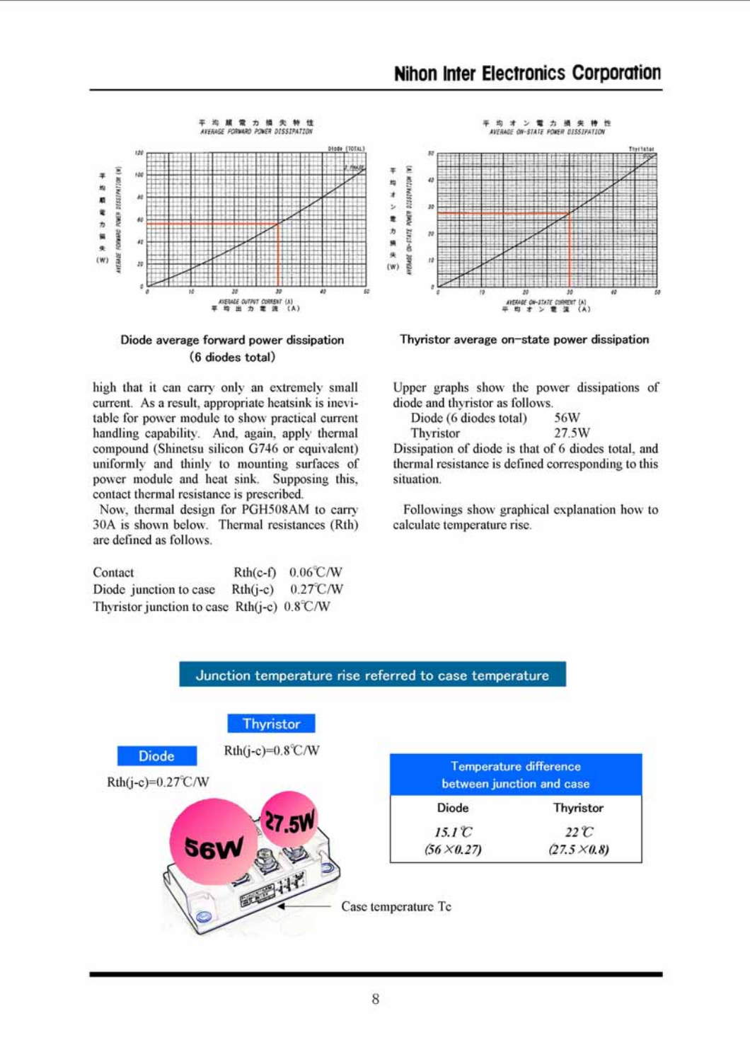Diode average forward power dissipation (6 diodes total)

Thyristor average on-state power dissipation

high that it can carry only an extremely small current. As a result, appropriate heatsink is inevitable for power module to show practical current handling capability. And, again, apply thermal compound (Shinetsu silicon G746 or equivalent) uniformly and thinly to mounting surfaces of power module and heat sink. Supposing this, contact thermal resistance is prescribed.

Now, thermal design for PGH508AM to carry 30A is shown below. Thermal resistances (Rth) are defined as follows.

| | | |
|---|---|---|
| Contact | Rth(c-f) | 0.06℃/W |
| Diode junction to case | Rth(j-c) | 0.27℃/W |
| Thyristor junction to case | Rth(j-c) | 0.8℃/W |

Upper graphs show the power dissipations of diode and thyristor as follows.

| | |
|---|---|
| Diode (6 diodes total) | 56W |
| Thyristor | 27.5W |

Dissipation of diode is that of 6 diodes total, and thermal resistance is defined corresponding to this situation.

Followings show graphical explanation how to calculate temperature rise.

## Junction temperature rise referred to case temperature

**Diode**

Rth(j-c)=0.27℃/W

**Thyristor**

Rth(j-c)=0.8℃/W

56W

27.5W

Case temperature Tc

| Temperature difference between junction and case | |
|---|---|
| Diode | Thyristor |
| *15.1℃* *(56×0.27)* | *22℃* *(27.5×0.8)* |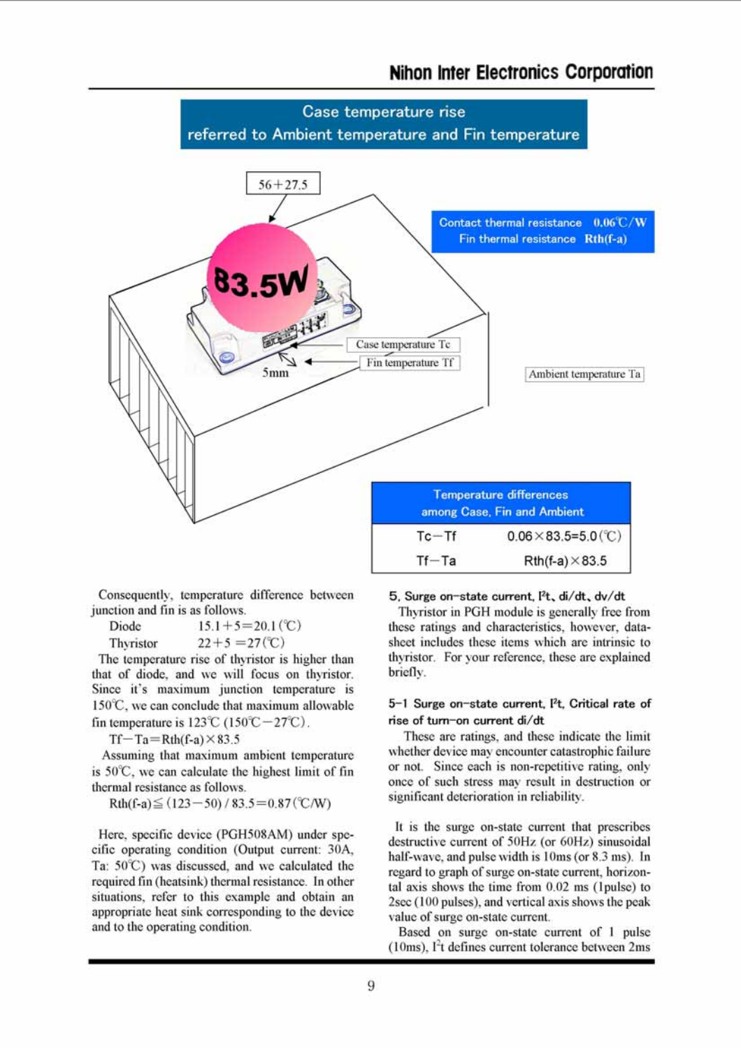## Case temperature rise referred to Ambient temperature and Fin temperature

56+27.5

83.5W

Contact thermal resistance 0.06℃/W
Fin thermal resistance Rth(f-a)

Case temperature Tc

Fin temperature Tf

5mm

Ambient temperature Ta

| Temperature differences among Case, Fin and Ambient | |
|---|---|
| Tc−Tf | 0.06×83.5=5.0(℃) |
| Tf−Ta | Rth(f-a)×83.5 |

Consequently, temperature difference between junction and fin is as follows.

Diode 15.1+5=20.1(℃)

Thyristor 22+5 =27(℃)

The temperature rise of thyristor is higher than that of diode, and we will focus on thyristor. Since it's maximum junction temperature is 150℃, we can conclude that maximum allowable fin temperature is 123℃ (150℃−27℃).

Tf−Ta=Rth(f-a)×83.5

Assuming that maximum ambient temperature is 50℃, we can calculate the highest limit of fin thermal resistance as follows.

Rth(f-a)≦(123−50) / 83.5=0.87(℃/W)

Here, specific device (PGH508AM) under specific operating condition (Output current: 30A, Ta: 50℃) was discussed, and we calculated the required fin (heatsink) thermal resistance. In other situations, refer to this example and obtain an appropriate heat sink corresponding to the device and to the operating condition.

### 5. Surge on-state current, I²t, di/dt, dv/dt

Thyristor in PGH module is generally free from these ratings and characteristics, however, datasheet includes these items which are intrinsic to thyristor. For your reference, these are explained briefly.

#### 5-1 Surge on-state current, I²t, Critical rate of rise of turn-on current di/dt

These are ratings, and these indicate the limit whether device may encounter catastrophic failure or not. Since each is non-repetitive rating, only once of such stress may result in destruction or significant deterioration in reliability.

It is the surge on-state current that prescribes destructive current of 50Hz (or 60Hz) sinusoidal half-wave, and pulse width is 10ms (or 8.3 ms). In regard to graph of surge on-state current, horizontal axis shows the time from 0.02 ms (1pulse) to 2sec (100 pulses), and vertical axis shows the peak value of surge on-state current.

Based on surge on-state current of 1 pulse (10ms), I²t defines current tolerance between 2ms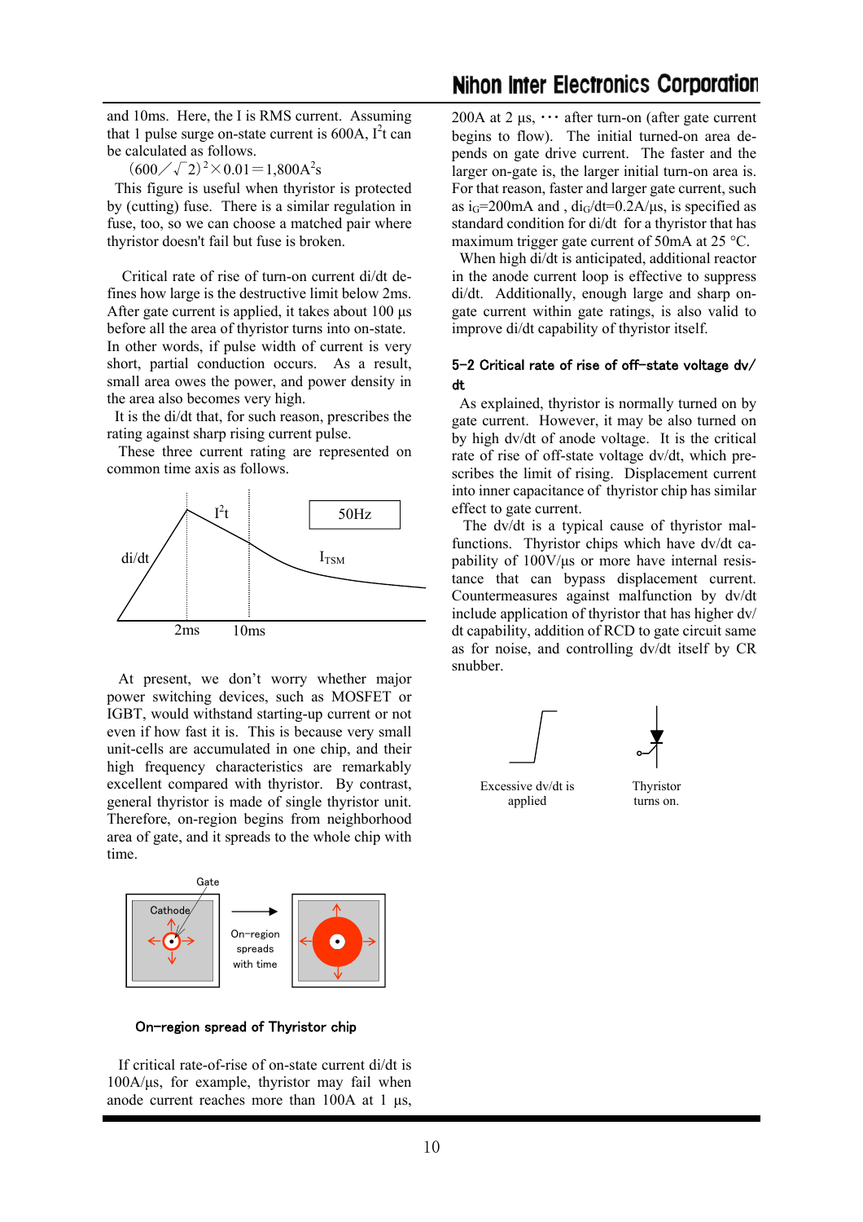and 10ms. Here, the I is RMS current. Assuming that 1 pulse surge on-state current is 600A, $I^2t$ can be calculated as follows.

$$(600/\sqrt{2})^2 \times 0.01 = 1{,}800 A^2s$$

This figure is useful when thyristor is protected by (cutting) fuse. There is a similar regulation in fuse, too, so we can choose a matched pair where thyristor doesn't fail but fuse is broken.

Critical rate of rise of turn-on current di/dt defines how large is the destructive limit below 2ms. After gate current is applied, it takes about 100 µs before all the area of thyristor turns into on-state. In other words, if pulse width of current is very short, partial conduction occurs. As a result, small area owes the power, and power density in the area also becomes very high.

It is the di/dt that, for such reason, prescribes the rating against sharp rising current pulse.

These three current rating are represented on common time axis as follows.

$I^2t$

50Hz

di/dt

$I_{TSM}$

2ms

10ms

At present, we don't worry whether major power switching devices, such as MOSFET or IGBT, would withstand starting-up current or not even if how fast it is. This is because very small unit-cells are accumulated in one chip, and their high frequency characteristics are remarkably excellent compared with thyristor. By contrast, general thyristor is made of single thyristor unit. Therefore, on-region begins from neighborhood area of gate, and it spreads to the whole chip with time.

Gate

Cathode

On-region spreads with time

**On-region spread of Thyristor chip**

If critical rate-of-rise of on-state current di/dt is 100A/µs, for example, thyristor may fail when anode current reaches more than 100A at 1 µs, 200A at 2 µs, ・・・ after turn-on (after gate current begins to flow). The initial turned-on area depends on gate drive current. The faster and the larger on-gate is, the larger initial turn-on area is. For that reason, faster and larger gate current, such as $i_G$=200mA and , $di_G/dt$=0.2A/µs, is specified as standard condition for di/dt for a thyristor that has maximum trigger gate current of 50mA at 25 °C.

When high di/dt is anticipated, additional reactor in the anode current loop is effective to suppress di/dt. Additionally, enough large and sharp on-gate current within gate ratings, is also valid to improve di/dt capability of thyristor itself.

## 5-2 Critical rate of rise of off-state voltage dv/dt

As explained, thyristor is normally turned on by gate current. However, it may be also turned on by high dv/dt of anode voltage. It is the critical rate of rise of off-state voltage dv/dt, which prescribes the limit of rising. Displacement current into inner capacitance of thyristor chip has similar effect to gate current.

The dv/dt is a typical cause of thyristor malfunctions. Thyristor chips which have dv/dt capability of 100V/µs or more have internal resistance that can bypass displacement current. Countermeasures against malfunction by dv/dt include application of thyristor that has higher dv/dt capability, addition of RCD to gate circuit same as for noise, and controlling dv/dt itself by CR snubber.

Excessive dv/dt is applied

Thyristor turns on.